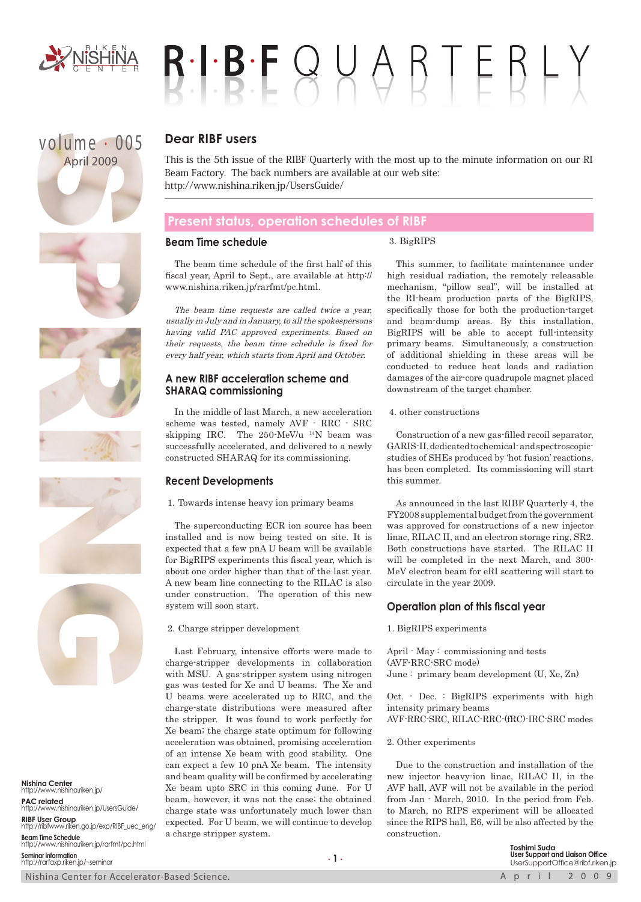# R·I·B·F QUARTERLY

volume · 005
April 2009

## Dear RIBF users

This is the 5th issue of the RIBF Quarterly with the most up to the minute information on our RI Beam Factory. The back numbers are available at our web site: http://www.nishina.riken.jp/UsersGuide/

## Present status, operation schedules of RIBF

### Beam Time schedule

The beam time schedule of the first half of this fiscal year, April to Sept., are available at http://www.nishina.riken.jp/rarfmt/pc.html.

*The beam time requests are called twice a year, usually in July and in January, to all the spokespersons having valid PAC approved experiments. Based on their requests, the beam time schedule is fixed for every half year, which starts from April and October.*

### A new RIBF acceleration scheme and SHARAQ commissioning

In the middle of last March, a new acceleration scheme was tested, namely AVF - RRC - SRC skipping IRC. The 250-MeV/u $^{14}N$ beam was successfully accelerated, and delivered to a newly constructed SHARAQ for its commissioning.

### Recent Developments

1. Towards intense heavy ion primary beams

The superconducting ECR ion source has been installed and is now being tested on site. It is expected that a few pnA U beam will be available for BigRIPS experiments this fiscal year, which is about one order higher than that of the last year. A new beam line connecting to the RILAC is also under construction. The operation of this new system will soon start.

2. Charge stripper development

Last February, intensive efforts were made to charge-stripper developments in collaboration with MSU. A gas-stripper system using nitrogen gas was tested for Xe and U beams. The Xe and U beams were accelerated up to RRC, and the charge-state distributions were measured after the stripper. It was found to work perfectly for Xe beam; the charge state optimum for following acceleration was obtained, promising acceleration of an intense Xe beam with good stability. One can expect a few 10 pnA Xe beam. The intensity and beam quality will be confirmed by accelerating Xe beam upto SRC in this coming June. For U beam, however, it was not the case; the obtained charge state was unfortunately much lower than expected. For U beam, we will continue to develop a charge stripper system.

3. BigRIPS

This summer, to facilitate maintenance under high residual radiation, the remotely releasable mechanism, "pillow seal", will be installed at the RI-beam production parts of the BigRIPS, specifically those for both the production-target and beam-dump areas. By this installation, BigRIPS will be able to accept full-intensity primary beams. Simultaneously, a construction of additional shielding in these areas will be conducted to reduce heat loads and radiation damages of the air-core quadrupole magnet placed downstream of the target chamber.

4. other constructions

Construction of a new gas-filled recoil separator, GARIS-II, dedicated to chemical- and spectroscopic-studies of SHEs produced by 'hot fusion' reactions, has been completed. Its commissioning will start this summer.

As announced in the last RIBF Quarterly 4, the FY2008 supplemental budget from the government was approved for constructions of a new injector linac, RILAC II, and an electron storage ring, SR2. Both constructions have started. The RILAC II will be completed in the next March, and 300-MeV electron beam for eRI scattering will start to circulate in the year 2009.

### Operation plan of this fiscal year

1. BigRIPS experiments

April - May : commissioning and tests (AVF-RRC-SRC mode)
June : primary beam development (U, Xe, Zn)

Oct. - Dec. : BigRIPS experiments with high intensity primary beams
AVF-RRC-SRC, RILAC-RRC-(fRC)-IRC-SRC modes

2. Other experiments

Due to the construction and installation of the new injector heavy-ion linac, RILAC II, in the AVF hall, AVF will not be available in the period from Jan - March, 2010. In the period from Feb. to March, no RIPS experiment will be allocated since the RIPS hall, E6, will be also affected by the construction.

**Toshimi Suda**
**User Support and Liaison Office**
UserSupportOffice@ribf.riken.jp

**Nishina Center**
http://www.nishina.riken.jp/
**PAC related**
http://www.nishina.riken.jp/UsersGuide/
**RIBF User Group**
http://ribfwww.riken.go.jp/exp/RIBF_uec_eng/
**Beam Time Schedule**
http://www.nishina.riken.jp/rarfmt/pc.html
**Seminar information**
http://rarfaxp.riken.jp/~seminar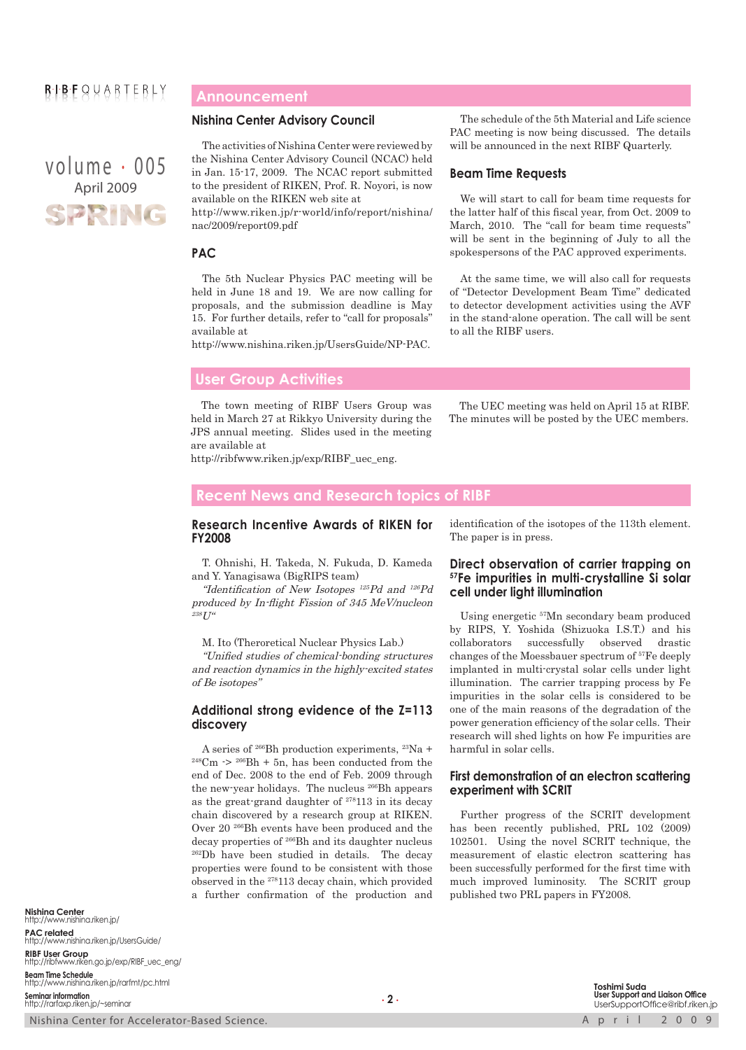## Announcement

### Nishina Center Advisory Council

The activities of Nishina Center were reviewed by the Nishina Center Advisory Council (NCAC) held in Jan. 15-17, 2009. The NCAC report submitted to the president of RIKEN, Prof. R. Noyori, is now available on the RIKEN web site at
http://www.riken.jp/r-world/info/report/nishina/nac/2009/report09.pdf

### PAC

The 5th Nuclear Physics PAC meeting will be held in June 18 and 19. We are now calling for proposals, and the submission deadline is May 15. For further details, refer to "call for proposals" available at
http://www.nishina.riken.jp/UsersGuide/NP-PAC.

The schedule of the 5th Material and Life science PAC meeting is now being discussed. The details will be announced in the next RIBF Quarterly.

### Beam Time Requests

We will start to call for beam time requests for the latter half of this fiscal year, from Oct. 2009 to March, 2010. The "call for beam time requests" will be sent in the beginning of July to all the spokespersons of the PAC approved experiments.

At the same time, we will also call for requests of "Detector Development Beam Time" dedicated to detector development activities using the AVF in the stand-alone operation. The call will be sent to all the RIBF users.

## User Group Activities

The town meeting of RIBF Users Group was held in March 27 at Rikkyo University during the JPS annual meeting. Slides used in the meeting are available at
http://ribfwww.riken.jp/exp/RIBF_uec_eng.

The UEC meeting was held on April 15 at RIBF. The minutes will be posted by the UEC members.

## Recent News and Research topics of RIBF

### Research Incentive Awards of RIKEN for FY2008

T. Ohnishi, H. Takeda, N. Fukuda, D. Kameda and Y. Yanagisawa (BigRIPS team)
*"Identification of New Isotopes $^{125}$Pd and $^{126}$Pd produced by In-flight Fission of 345 MeV/nucleon $^{238}$U"*

M. Ito (Theroretical Nuclear Physics Lab.)
*"Unified studies of chemical-bonding structures and reaction dynamics in the highly-excited states of Be isotopes"*

### Additional strong evidence of the Z=113 discovery

A series of $^{266}$Bh production experiments, $^{23}$Na + $^{248}$Cm -> $^{266}$Bh + 5n, has been conducted from the end of Dec. 2008 to the end of Feb. 2009 through the new-year holidays. The nucleus $^{266}$Bh appears as the great-grand daughter of $^{278}$113 in its decay chain discovered by a research group at RIKEN. Over 20 $^{266}$Bh events have been produced and the decay properties of $^{266}$Bh and its daughter nucleus $^{262}$Db have been studied in details. The decay properties were found to be consistent with those observed in the $^{278}$113 decay chain, which provided a further confirmation of the production and identification of the isotopes of the 113th element. The paper is in press.

### Direct observation of carrier trapping on $^{57}$Fe impurities in multi-crystalline Si solar cell under light illumination

Using energetic $^{57}$Mn secondary beam produced by RIPS, Y. Yoshida (Shizuoka I.S.T.) and his collaborators successfully observed drastic changes of the Moessbauer spectrum of $^{57}$Fe deeply implanted in multi-crystal solar cells under light illumination. The carrier trapping process by Fe impurities in the solar cells is considered to be one of the main reasons of the degradation of the power generation efficiency of the solar cells. Their research will shed lights on how Fe impurities are harmful in solar cells.

### First demonstration of an electron scattering experiment with SCRIT

Further progress of the SCRIT development has been recently published, PRL 102 (2009) 102501. Using the novel SCRIT technique, the measurement of elastic electron scattering has been successfully performed for the first time with much improved luminosity. The SCRIT group published two PRL papers in FY2008.

**Nishina Center**
http://www.nishina.riken.jp/
**PAC related**
http://www.nishina.riken.jp/UsersGuide/
**RIBF User Group**
http://ribfwww.riken.go.jp/exp/RIBF_uec_eng/
**Beam Time Schedule**
http://www.nishina.riken.jp/rarfmt/pc.html
**Seminar information**
http://rarfaxp.riken.jp/~seminar

**Toshimi Suda**
**User Support and Liaison Office**
UserSupportOffice@ribf.riken.jp